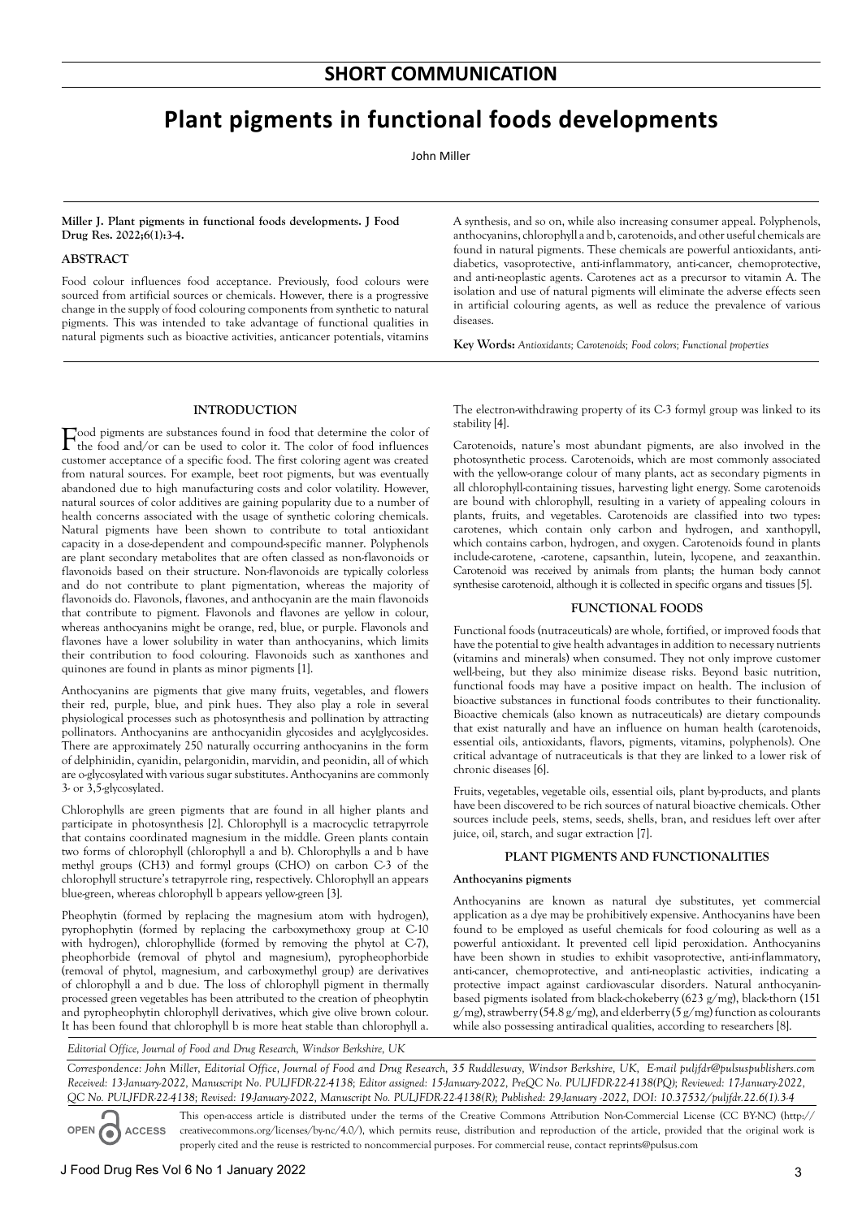## SHORT COMMUNICATION

# Plant pigments in functional foods developments

John Miller

**Miller J. Plant pigments in functional foods developments. J Food Drug Res. 2022;6(1):3-4.**

### ABSTRACT

Food colour influences food acceptance. Previously, food colours were sourced from artificial sources or chemicals. However, there is a progressive change in the supply of food colouring components from synthetic to natural pigments. This was intended to take advantage of functional qualities in natural pigments such as bioactive activities, anticancer potentials, vitamins A synthesis, and so on, while also increasing consumer appeal. Polyphenols, anthocyanins, chlorophyll a and b, carotenoids, and other useful chemicals are found in natural pigments. These chemicals are powerful antioxidants, anti-diabetics, vasoprotective, anti-inflammatory, anti-cancer, chemoprotective, and anti-neoplastic agents. Carotenes act as a precursor to vitamin A. The isolation and use of natural pigments will eliminate the adverse effects seen in artificial colouring agents, as well as reduce the prevalence of various diseases.

**Key Words:** *Antioxidants; Carotenoids; Food colors; Functional properties*

## INTRODUCTION

Food pigments are substances found in food that determine the color of the food and/or can be used to color it. The color of food influences customer acceptance of a specific food. The first coloring agent was created from natural sources. For example, beet root pigments, but was eventually abandoned due to high manufacturing costs and color volatility. However, natural sources of color additives are gaining popularity due to a number of health concerns associated with the usage of synthetic coloring chemicals. Natural pigments have been shown to contribute to total antioxidant capacity in a dose-dependent and compound-specific manner. Polyphenols are plant secondary metabolites that are often classed as non-flavonoids or flavonoids based on their structure. Non-flavonoids are typically colorless and do not contribute to plant pigmentation, whereas the majority of flavonoids do. Flavonols, flavones, and anthocyanin are the main flavonoids that contribute to pigment. Flavonols and flavones are yellow in colour, whereas anthocyanins might be orange, red, blue, or purple. Flavonols and flavones have a lower solubility in water than anthocyanins, which limits their contribution to food colouring. Flavonoids such as xanthones and quinones are found in plants as minor pigments [1].

Anthocyanins are pigments that give many fruits, vegetables, and flowers their red, purple, blue, and pink hues. They also play a role in several physiological processes such as photosynthesis and pollination by attracting pollinators. Anthocyanins are anthocyanidin glycosides and acylglycosides. There are approximately 250 naturally occurring anthocyanins in the form of delphinidin, cyanidin, pelargonidin, marvidin, and peonidin, all of which are o-glycosylated with various sugar substitutes. Anthocyanins are commonly 3- or 3,5-glycosylated.

Chlorophylls are green pigments that are found in all higher plants and participate in photosynthesis [2]. Chlorophyll is a macrocyclic tetrapyrrole that contains coordinated magnesium in the middle. Green plants contain two forms of chlorophyll (chlorophyll a and b). Chlorophylls a and b have methyl groups ($CH3$) and formyl groups ($CHO$) on carbon C-3 of the chlorophyll structure's tetrapyrrole ring, respectively. Chlorophyll an appears blue-green, whereas chlorophyll b appears yellow-green [3].

Pheophytin (formed by replacing the magnesium atom with hydrogen), pyrophophytin (formed by replacing the carboxymethoxy group at C-10 with hydrogen), chlorophyllide (formed by removing the phytol at C-7), pheophorbide (removal of phytol and magnesium), pyropheophorbide (removal of phytol, magnesium, and carboxymethyl group) are derivatives of chlorophyll a and b due. The loss of chlorophyll pigment in thermally processed green vegetables has been attributed to the creation of pheophytin and pyropheophytin chlorophyll derivatives, which give olive brown colour. It has been found that chlorophyll b is more heat stable than chlorophyll a. The electron-withdrawing property of its C-3 formyl group was linked to its stability [4].

Carotenoids, nature's most abundant pigments, are also involved in the photosynthetic process. Carotenoids, which are most commonly associated with the yellow-orange colour of many plants, act as secondary pigments in all chlorophyll-containing tissues, harvesting light energy. Some carotenoids are bound with chlorophyll, resulting in a variety of appealing colours in plants, fruits, and vegetables. Carotenoids are classified into two types: carotenes, which contain only carbon and hydrogen, and xanthopyll, which contains carbon, hydrogen, and oxygen. Carotenoids found in plants include-carotene, -carotene, capsanthin, lutein, lycopene, and zeaxanthin. Carotenoid was received by animals from plants; the human body cannot synthesise carotenoid, although it is collected in specific organs and tissues [5].

## FUNCTIONAL FOODS

Functional foods (nutraceuticals) are whole, fortified, or improved foods that have the potential to give health advantages in addition to necessary nutrients (vitamins and minerals) when consumed. They not only improve customer well-being, but they also minimize disease risks. Beyond basic nutrition, functional foods may have a positive impact on health. The inclusion of bioactive substances in functional foods contributes to their functionality. Bioactive chemicals (also known as nutraceuticals) are dietary compounds that exist naturally and have an influence on human health (carotenoids, essential oils, antioxidants, flavors, pigments, vitamins, polyphenols). One critical advantage of nutraceuticals is that they are linked to a lower risk of chronic diseases [6].

Fruits, vegetables, vegetable oils, essential oils, plant by-products, and plants have been discovered to be rich sources of natural bioactive chemicals. Other sources include peels, stems, seeds, shells, bran, and residues left over after juice, oil, starch, and sugar extraction [7].

## PLANT PIGMENTS AND FUNCTIONALITIES

### Anthocyanins pigments

Anthocyanins are known as natural dye substitutes, yet commercial application as a dye may be prohibitively expensive. Anthocyanins have been found to be employed as useful chemicals for food colouring as well as a powerful antioxidant. It prevented cell lipid peroxidation. Anthocyanins have been shown in studies to exhibit vasoprotective, anti-inflammatory, anti-cancer, chemoprotective, and anti-neoplastic activities, indicating a protective impact against cardiovascular disorders. Natural anthocyanin-based pigments isolated from black-chokeberry (623 g/mg), black-thorn (151 g/mg), strawberry (54.8 g/mg), and elderberry (5 g/mg) function as colourants while also possessing antiradical qualities, according to researchers [8].

*Editorial Office, Journal of Food and Drug Research, Windsor Berkshire, UK*

*Correspondence: John Miller, Editorial Office, Journal of Food and Drug Research, 35 Ruddlesway, Windsor Berkshire, UK, E-mail puljfdr@pulsuspublishers.com*
*Received: 13-January-2022, Manuscript No. PULJFDR-22-4138; Editor assigned: 15-January-2022, PreQC No. PULJFDR-22-4138(PQ); Reviewed: 17-January-2022, QC No. PULJFDR-22-4138; Revised: 19-January-2022, Manuscript No. PULJFDR-22-4138(R); Published: 29-January -2022, DOI: 10.37532/puljfdr.22.6(1).3-4*

OPEN ACCESS This open-access article is distributed under the terms of the Creative Commons Attribution Non-Commercial License (CC BY-NC) (http://creativecommons.org/licenses/by-nc/4.0/), which permits reuse, distribution and reproduction of the article, provided that the original work is properly cited and the reuse is restricted to noncommercial purposes. For commercial reuse, contact reprints@pulsus.com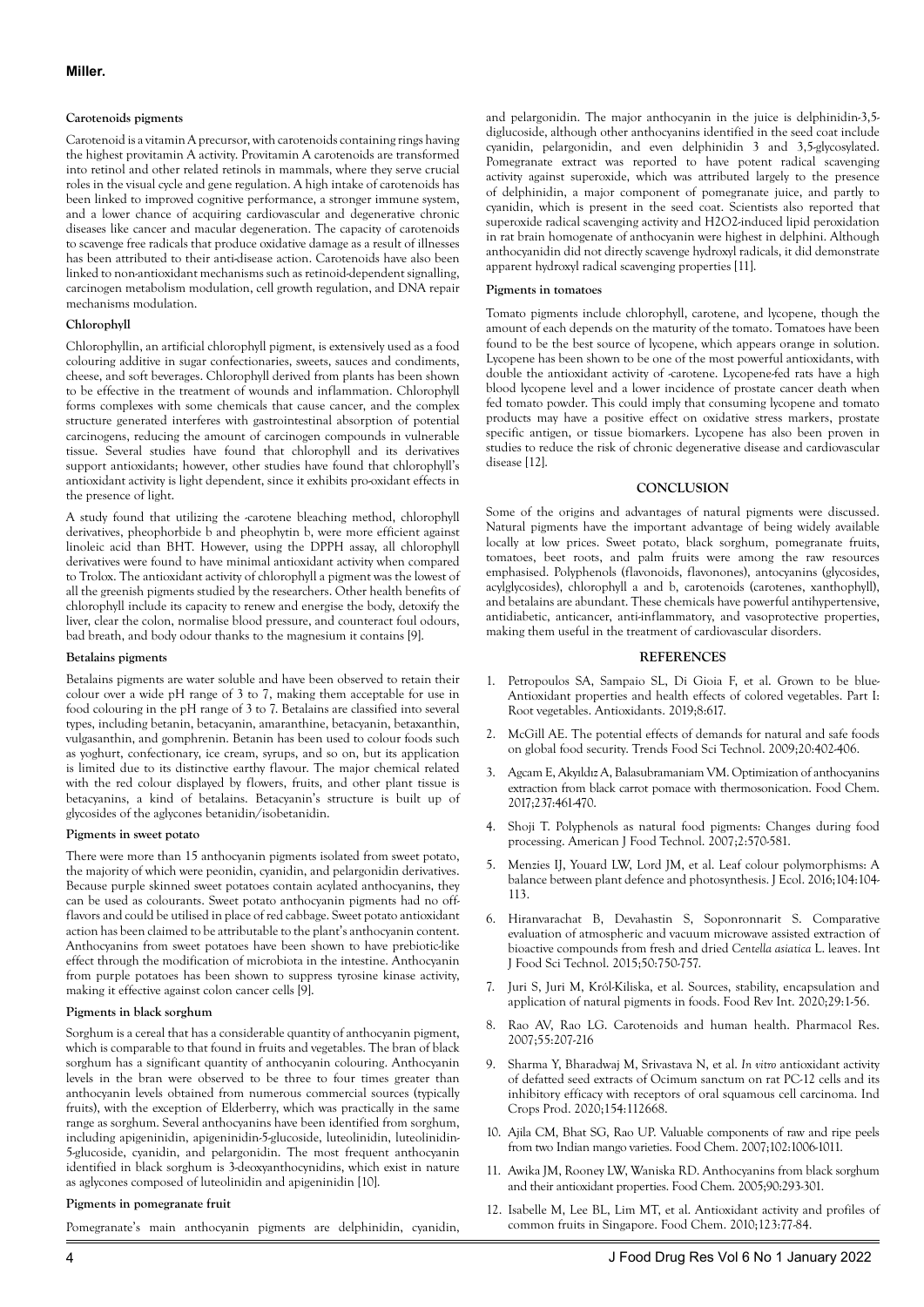### Carotenoids pigments

Carotenoid is a vitamin A precursor, with carotenoids containing rings having the highest provitamin A activity. Provitamin A carotenoids are transformed into retinol and other related retinols in mammals, where they serve crucial roles in the visual cycle and gene regulation. A high intake of carotenoids has been linked to improved cognitive performance, a stronger immune system, and a lower chance of acquiring cardiovascular and degenerative chronic diseases like cancer and macular degeneration. The capacity of carotenoids to scavenge free radicals that produce oxidative damage as a result of illnesses has been attributed to their anti-disease action. Carotenoids have also been linked to non-antioxidant mechanisms such as retinoid-dependent signalling, carcinogen metabolism modulation, cell growth regulation, and DNA repair mechanisms modulation.

### Chlorophyll

Chlorophyllin, an artificial chlorophyll pigment, is extensively used as a food colouring additive in sugar confectionaries, sweets, sauces and condiments, cheese, and soft beverages. Chlorophyll derived from plants has been shown to be effective in the treatment of wounds and inflammation. Chlorophyll forms complexes with some chemicals that cause cancer, and the complex structure generated interferes with gastrointestinal absorption of potential carcinogens, reducing the amount of carcinogen compounds in vulnerable tissue. Several studies have found that chlorophyll and its derivatives support antioxidants; however, other studies have found that chlorophyll's antioxidant activity is light dependent, since it exhibits pro-oxidant effects in the presence of light.

A study found that utilizing the -carotene bleaching method, chlorophyll derivatives, pheophorbide b and pheophytin b, were more efficient against linoleic acid than BHT. However, using the DPPH assay, all chlorophyll derivatives were found to have minimal antioxidant activity when compared to Trolox. The antioxidant activity of chlorophyll a pigment was the lowest of all the greenish pigments studied by the researchers. Other health benefits of chlorophyll include its capacity to renew and energise the body, detoxify the liver, clear the colon, normalise blood pressure, and counteract foul odours, bad breath, and body odour thanks to the magnesium it contains [9].

### Betalains pigments

Betalains pigments are water soluble and have been observed to retain their colour over a wide pH range of 3 to 7, making them acceptable for use in food colouring in the pH range of 3 to 7. Betalains are classified into several types, including betanin, betacyanin, amaranthine, betacyanin, betaxanthin, vulgasanthin, and gomphrenin. Betanin has been used to colour foods such as yoghurt, confectionary, ice cream, syrups, and so on, but its application is limited due to its distinctive earthy flavour. The major chemical related with the red colour displayed by flowers, fruits, and other plant tissue is betacyanins, a kind of betalains. Betacyanin's structure is built up of glycosides of the aglycones betanidin/isobetanidin.

### Pigments in sweet potato

There were more than 15 anthocyanin pigments isolated from sweet potato, the majority of which were peonidin, cyanidin, and pelargonidin derivatives. Because purple skinned sweet potatoes contain acylated anthocyanins, they can be used as colourants. Sweet potato anthocyanin pigments had no off-flavors and could be utilised in place of red cabbage. Sweet potato antioxidant action has been claimed to be attributable to the plant's anthocyanin content. Anthocyanins from sweet potatoes have been shown to have prebiotic-like effect through the modification of microbiota in the intestine. Anthocyanin from purple potatoes has been shown to suppress tyrosine kinase activity, making it effective against colon cancer cells [9].

### Pigments in black sorghum

Sorghum is a cereal that has a considerable quantity of anthocyanin pigment, which is comparable to that found in fruits and vegetables. The bran of black sorghum has a significant quantity of anthocyanin colouring. Anthocyanin levels in the bran were observed to be three to four times greater than anthocyanin levels obtained from numerous commercial sources (typically fruits), with the exception of Elderberry, which was practically in the same range as sorghum. Several anthocyanins have been identified from sorghum, including apigeninidin, apigeninidin-5-glucoside, luteolinidin, luteolinidin-5-glucoside, cyanidin, and pelargonidin. The most frequent anthocyanin identified in black sorghum is 3-deoxyanthocynidins, which exist in nature as aglycones composed of luteolinidin and apigeninidin [10].

### Pigments in pomegranate fruit

Pomegranate's main anthocyanin pigments are delphinidin, cyanidin, and pelargonidin. The major anthocyanin in the juice is delphinidin-3,5-diglucoside, although other anthocyanins identified in the seed coat include cyanidin, pelargonidin, and even delphinidin 3 and 3,5-glycosylated. Pomegranate extract was reported to have potent radical scavenging activity against superoxide, which was attributed largely to the presence of delphinidin, a major component of pomegranate juice, and partly to cyanidin, which is present in the seed coat. Scientists also reported that superoxide radical scavenging activity and $H_2O_2$-induced lipid peroxidation in rat brain homogenate of anthocyanin were highest in delphini. Although anthocyanidin did not directly scavenge hydroxyl radicals, it did demonstrate apparent hydroxyl radical scavenging properties [11].

### Pigments in tomatoes

Tomato pigments include chlorophyll, carotene, and lycopene, though the amount of each depends on the maturity of the tomato. Tomatoes have been found to be the best source of lycopene, which appears orange in solution. Lycopene has been shown to be one of the most powerful antioxidants, with double the antioxidant activity of -carotene. Lycopene-fed rats have a high blood lycopene level and a lower incidence of prostate cancer death when fed tomato powder. This could imply that consuming lycopene and tomato products may have a positive effect on oxidative stress markers, prostate specific antigen, or tissue biomarkers. Lycopene has also been proven in studies to reduce the risk of chronic degenerative disease and cardiovascular disease [12].

## CONCLUSION

Some of the origins and advantages of natural pigments were discussed. Natural pigments have the important advantage of being widely available locally at low prices. Sweet potato, black sorghum, pomegranate fruits, tomatoes, beet roots, and palm fruits were among the raw resources emphasised. Polyphenols (flavonoids, flavonones), antocyanins (glycosides, acylglycosides), chlorophyll a and b, carotenoids (carotenes, xanthophyll), and betalains are abundant. These chemicals have powerful antihypertensive, antidiabetic, anticancer, anti-inflammatory, and vasoprotective properties, making them useful in the treatment of cardiovascular disorders.

## REFERENCES

1. Petropoulos SA, Sampaio SL, Di Gioia F, et al. Grown to be blue-Antioxidant properties and health effects of colored vegetables. Part I: Root vegetables. Antioxidants. 2019;8:617.
2. McGill AE. The potential effects of demands for natural and safe foods on global food security. Trends Food Sci Technol. 2009;20:402-406.
3. Agcam E, Akyıldız A, Balasubramaniam VM. Optimization of anthocyanins extraction from black carrot pomace with thermosonication. Food Chem. 2017;237:461-470.
4. Shoji T. Polyphenols as natural food pigments: Changes during food processing. American J Food Technol. 2007;2:570-581.
5. Menzies IJ, Youard LW, Lord JM, et al. Leaf colour polymorphisms: A balance between plant defence and photosynthesis. J Ecol. 2016;104:104-113.
6. Hiranvarachat B, Devahastin S, Soponronnarit S. Comparative evaluation of atmospheric and vacuum microwave assisted extraction of bioactive compounds from fresh and dried *Centella asiatica* L. leaves. Int J Food Sci Technol. 2015;50:750-757.
7. Juri S, Juri M, Król-Kiliska, et al. Sources, stability, encapsulation and application of natural pigments in foods. Food Rev Int. 2020;29:1-56.
8. Rao AV, Rao LG. Carotenoids and human health. Pharmacol Res. 2007;55:207-216
9. Sharma Y, Bharadwaj M, Srivastava N, et al. *In vitro* antioxidant activity of defatted seed extracts of Ocimum sanctum on rat PC-12 cells and its inhibitory efficacy with receptors of oral squamous cell carcinoma. Ind Crops Prod. 2020;154:112668.
10. Ajila CM, Bhat SG, Rao UP. Valuable components of raw and ripe peels from two Indian mango varieties. Food Chem. 2007;102:1006-1011.
11. Awika JM, Rooney LW, Waniska RD. Anthocyanins from black sorghum and their antioxidant properties. Food Chem. 2005;90:293-301.
12. Isabelle M, Lee BL, Lim MT, et al. Antioxidant activity and profiles of common fruits in Singapore. Food Chem. 2010;123:77-84.